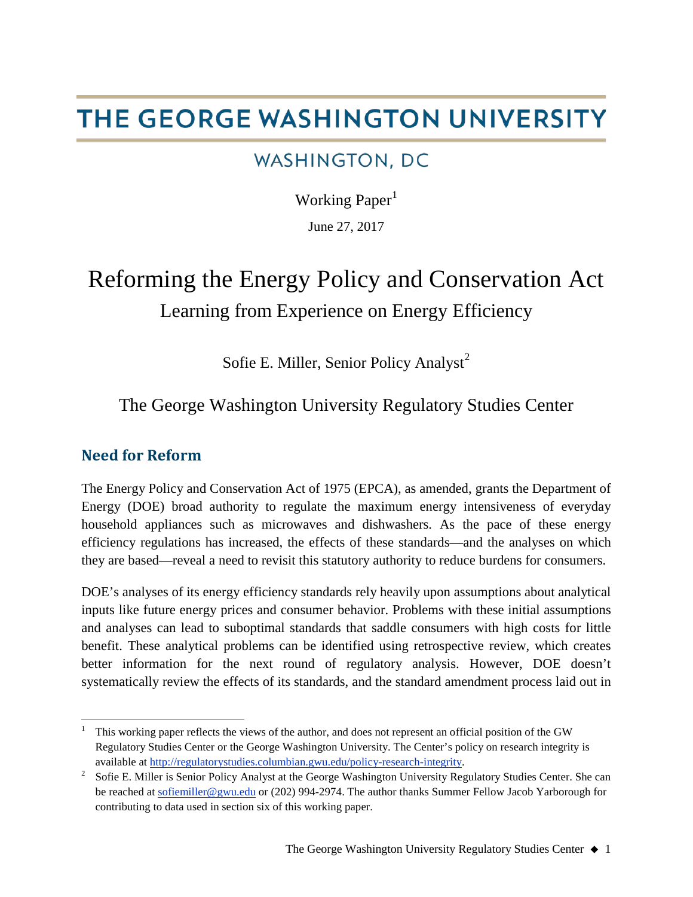# THE GEORGE WASHINGTON UNIVERSITY

WASHINGTON, DC

Working Paper[1]

June 27, 2017

# Reforming the Energy Policy and Conservation Act

## Learning from Experience on Energy Efficiency

Sofie E. Miller, Senior Policy Analyst[2]

The George Washington University Regulatory Studies Center

## Need for Reform

The Energy Policy and Conservation Act of 1975 (EPCA), as amended, grants the Department of Energy (DOE) broad authority to regulate the maximum energy intensiveness of everyday household appliances such as microwaves and dishwashers. As the pace of these energy efficiency regulations has increased, the effects of these standards—and the analyses on which they are based—reveal a need to revisit this statutory authority to reduce burdens for consumers.

DOE's analyses of its energy efficiency standards rely heavily upon assumptions about analytical inputs like future energy prices and consumer behavior. Problems with these initial assumptions and analyses can lead to suboptimal standards that saddle consumers with high costs for little benefit. These analytical problems can be identified using retrospective review, which creates better information for the next round of regulatory analysis. However, DOE doesn't systematically review the effects of its standards, and the standard amendment process laid out in

---

[1] This working paper reflects the views of the author, and does not represent an official position of the GW Regulatory Studies Center or the George Washington University. The Center's policy on research integrity is available at http://regulatorystudies.columbian.gwu.edu/policy-research-integrity.

[2] Sofie E. Miller is Senior Policy Analyst at the George Washington University Regulatory Studies Center. She can be reached at sofiemiller@gwu.edu or (202) 994-2974. The author thanks Summer Fellow Jacob Yarborough for contributing to data used in section six of this working paper.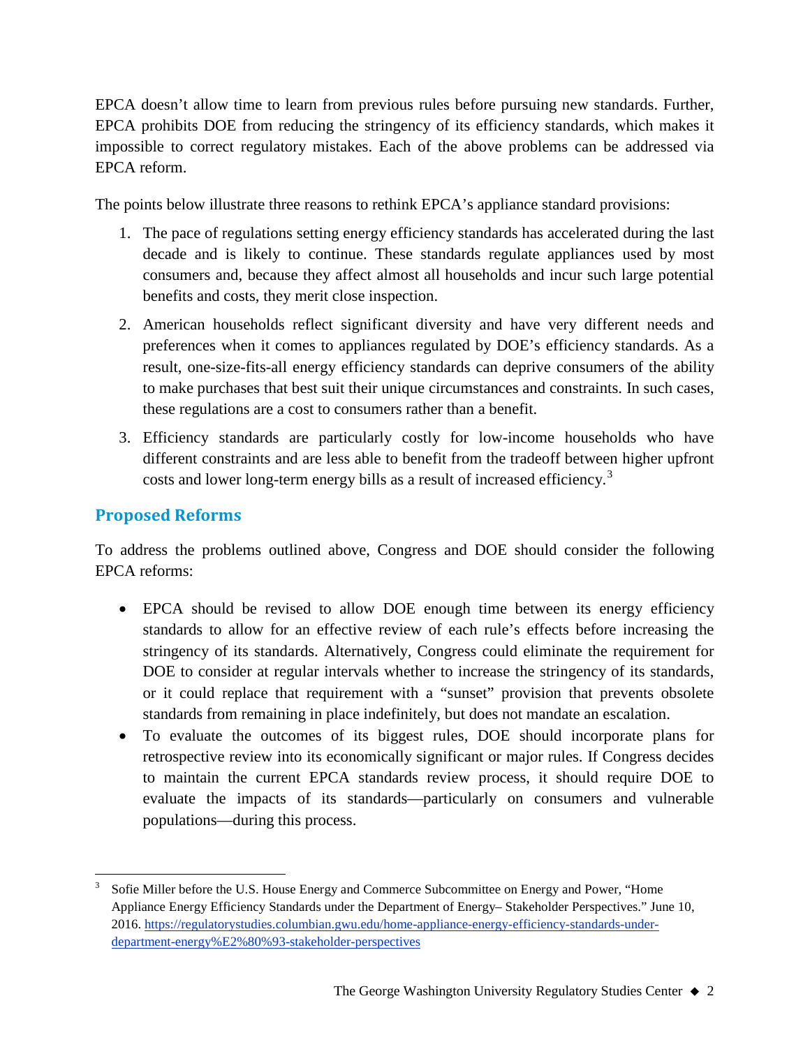EPCA doesn't allow time to learn from previous rules before pursuing new standards. Further, EPCA prohibits DOE from reducing the stringency of its efficiency standards, which makes it impossible to correct regulatory mistakes. Each of the above problems can be addressed via EPCA reform.

The points below illustrate three reasons to rethink EPCA's appliance standard provisions:

1. The pace of regulations setting energy efficiency standards has accelerated during the last decade and is likely to continue. These standards regulate appliances used by most consumers and, because they affect almost all households and incur such large potential benefits and costs, they merit close inspection.
2. American households reflect significant diversity and have very different needs and preferences when it comes to appliances regulated by DOE's efficiency standards. As a result, one-size-fits-all energy efficiency standards can deprive consumers of the ability to make purchases that best suit their unique circumstances and constraints. In such cases, these regulations are a cost to consumers rather than a benefit.
3. Efficiency standards are particularly costly for low-income households who have different constraints and are less able to benefit from the tradeoff between higher upfront costs and lower long-term energy bills as a result of increased efficiency.[3]

## Proposed Reforms

To address the problems outlined above, Congress and DOE should consider the following EPCA reforms:

- EPCA should be revised to allow DOE enough time between its energy efficiency standards to allow for an effective review of each rule's effects before increasing the stringency of its standards. Alternatively, Congress could eliminate the requirement for DOE to consider at regular intervals whether to increase the stringency of its standards, or it could replace that requirement with a "sunset" provision that prevents obsolete standards from remaining in place indefinitely, but does not mandate an escalation.
- To evaluate the outcomes of its biggest rules, DOE should incorporate plans for retrospective review into its economically significant or major rules. If Congress decides to maintain the current EPCA standards review process, it should require DOE to evaluate the impacts of its standards—particularly on consumers and vulnerable populations—during this process.

---

[3] Sofie Miller before the U.S. House Energy and Commerce Subcommittee on Energy and Power, "Home Appliance Energy Efficiency Standards under the Department of Energy– Stakeholder Perspectives." June 10, 2016. https://regulatorystudies.columbian.gwu.edu/home-appliance-energy-efficiency-standards-under-department-energy%E2%80%93-stakeholder-perspectives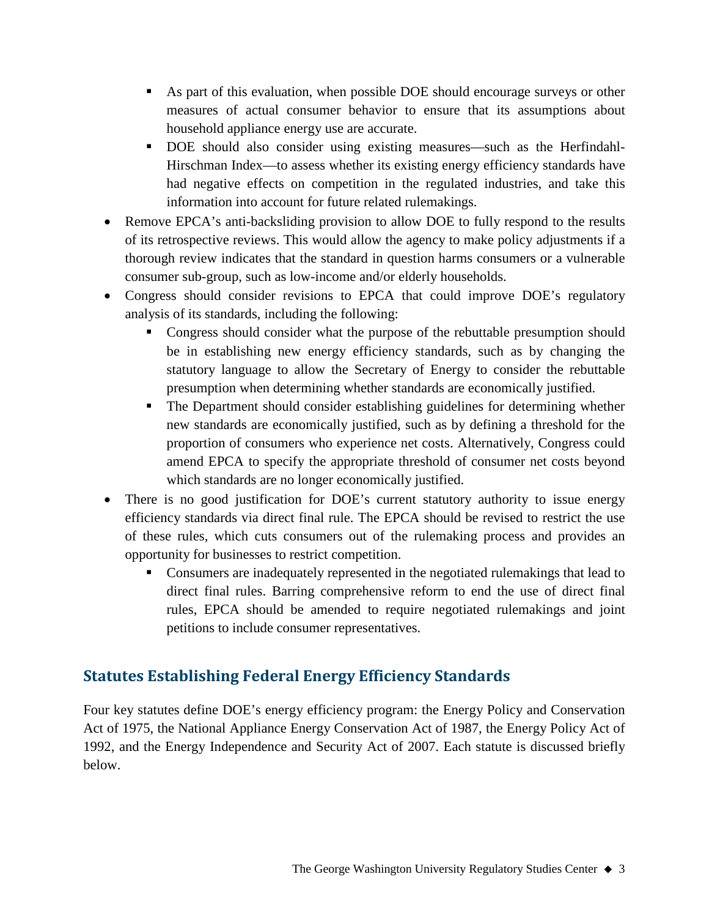- As part of this evaluation, when possible DOE should encourage surveys or other measures of actual consumer behavior to ensure that its assumptions about household appliance energy use are accurate.
    - DOE should also consider using existing measures—such as the Herfindahl-Hirschman Index—to assess whether its existing energy efficiency standards have had negative effects on competition in the regulated industries, and take this information into account for future related rulemakings.
- Remove EPCA's anti-backsliding provision to allow DOE to fully respond to the results of its retrospective reviews. This would allow the agency to make policy adjustments if a thorough review indicates that the standard in question harms consumers or a vulnerable consumer sub-group, such as low-income and/or elderly households.
- Congress should consider revisions to EPCA that could improve DOE's regulatory analysis of its standards, including the following:
    - Congress should consider what the purpose of the rebuttable presumption should be in establishing new energy efficiency standards, such as by changing the statutory language to allow the Secretary of Energy to consider the rebuttable presumption when determining whether standards are economically justified.
    - The Department should consider establishing guidelines for determining whether new standards are economically justified, such as by defining a threshold for the proportion of consumers who experience net costs. Alternatively, Congress could amend EPCA to specify the appropriate threshold of consumer net costs beyond which standards are no longer economically justified.
- There is no good justification for DOE's current statutory authority to issue energy efficiency standards via direct final rule. The EPCA should be revised to restrict the use of these rules, which cuts consumers out of the rulemaking process and provides an opportunity for businesses to restrict competition.
    - Consumers are inadequately represented in the negotiated rulemakings that lead to direct final rules. Barring comprehensive reform to end the use of direct final rules, EPCA should be amended to require negotiated rulemakings and joint petitions to include consumer representatives.

## Statutes Establishing Federal Energy Efficiency Standards

Four key statutes define DOE's energy efficiency program: the Energy Policy and Conservation Act of 1975, the National Appliance Energy Conservation Act of 1987, the Energy Policy Act of 1992, and the Energy Independence and Security Act of 2007. Each statute is discussed briefly below.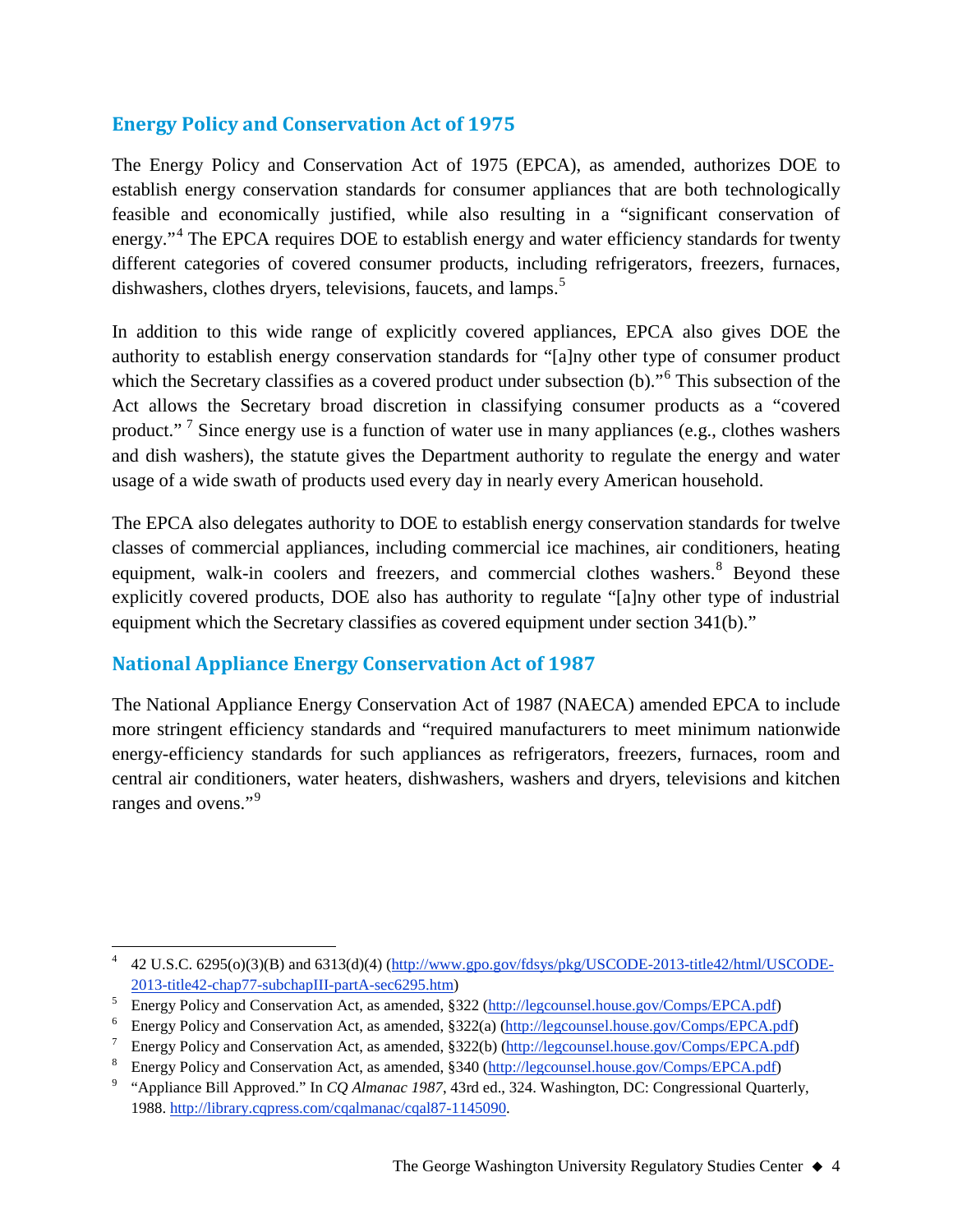## Energy Policy and Conservation Act of 1975

The Energy Policy and Conservation Act of 1975 (EPCA), as amended, authorizes DOE to establish energy conservation standards for consumer appliances that are both technologically feasible and economically justified, while also resulting in a "significant conservation of energy."[4] The EPCA requires DOE to establish energy and water efficiency standards for twenty different categories of covered consumer products, including refrigerators, freezers, furnaces, dishwashers, clothes dryers, televisions, faucets, and lamps.[5]

In addition to this wide range of explicitly covered appliances, EPCA also gives DOE the authority to establish energy conservation standards for "[a]ny other type of consumer product which the Secretary classifies as a covered product under subsection (b)."[6] This subsection of the Act allows the Secretary broad discretion in classifying consumer products as a "covered product." [7] Since energy use is a function of water use in many appliances (e.g., clothes washers and dish washers), the statute gives the Department authority to regulate the energy and water usage of a wide swath of products used every day in nearly every American household.

The EPCA also delegates authority to DOE to establish energy conservation standards for twelve classes of commercial appliances, including commercial ice machines, air conditioners, heating equipment, walk-in coolers and freezers, and commercial clothes washers.[8] Beyond these explicitly covered products, DOE also has authority to regulate "[a]ny other type of industrial equipment which the Secretary classifies as covered equipment under section 341(b)."

## National Appliance Energy Conservation Act of 1987

The National Appliance Energy Conservation Act of 1987 (NAECA) amended EPCA to include more stringent efficiency standards and "required manufacturers to meet minimum nationwide energy-efficiency standards for such appliances as refrigerators, freezers, furnaces, room and central air conditioners, water heaters, dishwashers, washers and dryers, televisions and kitchen ranges and ovens."[9]

---

[4] 42 U.S.C. 6295(o)(3)(B) and 6313(d)(4) (http://www.gpo.gov/fdsys/pkg/USCODE-2013-title42/html/USCODE-2013-title42-chap77-subchapIII-partA-sec6295.htm)

[5] Energy Policy and Conservation Act, as amended, §322 (http://legcounsel.house.gov/Comps/EPCA.pdf)

[6] Energy Policy and Conservation Act, as amended, §322(a) (http://legcounsel.house.gov/Comps/EPCA.pdf)

[7] Energy Policy and Conservation Act, as amended, §322(b) (http://legcounsel.house.gov/Comps/EPCA.pdf)

[8] Energy Policy and Conservation Act, as amended, §340 (http://legcounsel.house.gov/Comps/EPCA.pdf)

[9] "Appliance Bill Approved." In *CQ Almanac 1987*, 43rd ed., 324. Washington, DC: Congressional Quarterly, 1988. http://library.cqpress.com/cqalmanac/cqal87-1145090.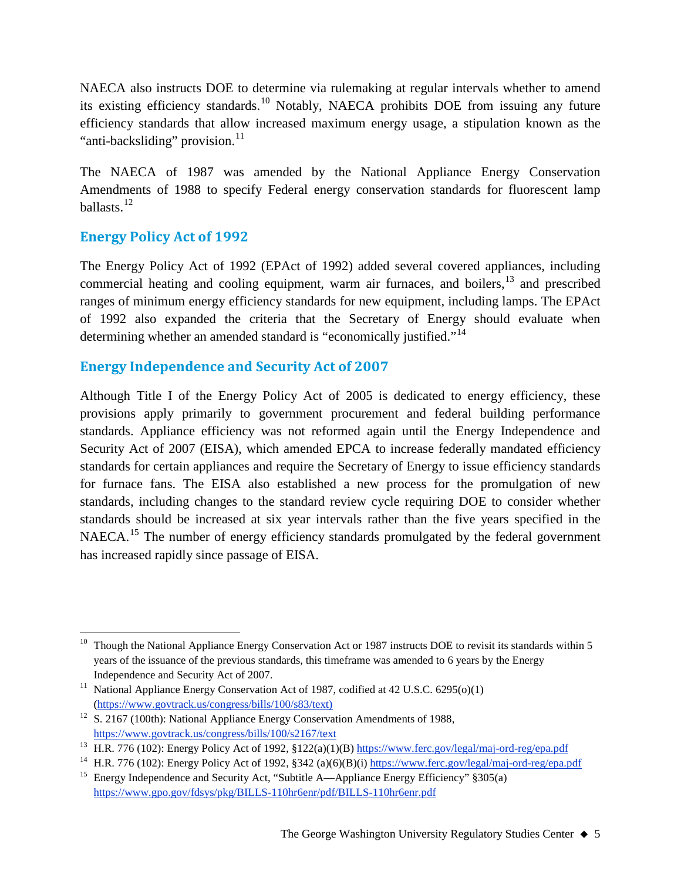NAECA also instructs DOE to determine via rulemaking at regular intervals whether to amend its existing efficiency standards.[10] Notably, NAECA prohibits DOE from issuing any future efficiency standards that allow increased maximum energy usage, a stipulation known as the "anti-backsliding" provision.[11]

The NAECA of 1987 was amended by the National Appliance Energy Conservation Amendments of 1988 to specify Federal energy conservation standards for fluorescent lamp ballasts.[12]

## Energy Policy Act of 1992

The Energy Policy Act of 1992 (EPAct of 1992) added several covered appliances, including commercial heating and cooling equipment, warm air furnaces, and boilers,[13] and prescribed ranges of minimum energy efficiency standards for new equipment, including lamps. The EPAct of 1992 also expanded the criteria that the Secretary of Energy should evaluate when determining whether an amended standard is "economically justified."[14]

## Energy Independence and Security Act of 2007

Although Title I of the Energy Policy Act of 2005 is dedicated to energy efficiency, these provisions apply primarily to government procurement and federal building performance standards. Appliance efficiency was not reformed again until the Energy Independence and Security Act of 2007 (EISA), which amended EPCA to increase federally mandated efficiency standards for certain appliances and require the Secretary of Energy to issue efficiency standards for furnace fans. The EISA also established a new process for the promulgation of new standards, including changes to the standard review cycle requiring DOE to consider whether standards should be increased at six year intervals rather than the five years specified in the NAECA.[15] The number of energy efficiency standards promulgated by the federal government has increased rapidly since passage of EISA.

---

[10] Though the National Appliance Energy Conservation Act or 1987 instructs DOE to revisit its standards within 5 years of the issuance of the previous standards, this timeframe was amended to 6 years by the Energy Independence and Security Act of 2007.

[11] National Appliance Energy Conservation Act of 1987, codified at 42 U.S.C. 6295(o)(1) (https://www.govtrack.us/congress/bills/100/s83/text)

[12] S. 2167 (100th): National Appliance Energy Conservation Amendments of 1988, https://www.govtrack.us/congress/bills/100/s2167/text

[13] H.R. 776 (102): Energy Policy Act of 1992, §122(a)(1)(B) https://www.ferc.gov/legal/maj-ord-reg/epa.pdf

[14] H.R. 776 (102): Energy Policy Act of 1992, §342 (a)(6)(B)(i) https://www.ferc.gov/legal/maj-ord-reg/epa.pdf

[15] Energy Independence and Security Act, "Subtitle A—Appliance Energy Efficiency" §305(a) https://www.gpo.gov/fdsys/pkg/BILLS-110hr6enr/pdf/BILLS-110hr6enr.pdf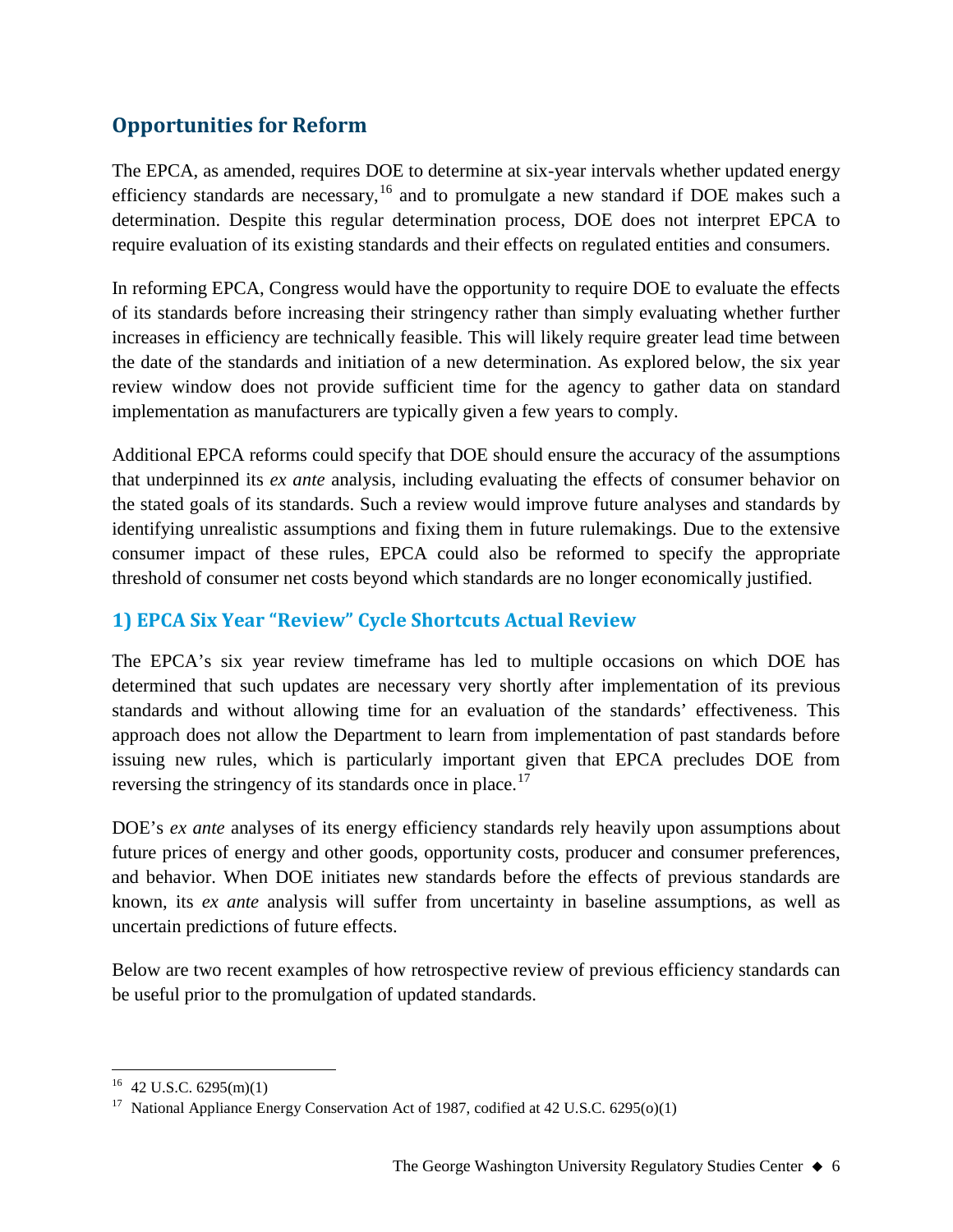## Opportunities for Reform

The EPCA, as amended, requires DOE to determine at six-year intervals whether updated energy efficiency standards are necessary,[16] and to promulgate a new standard if DOE makes such a determination. Despite this regular determination process, DOE does not interpret EPCA to require evaluation of its existing standards and their effects on regulated entities and consumers.

In reforming EPCA, Congress would have the opportunity to require DOE to evaluate the effects of its standards before increasing their stringency rather than simply evaluating whether further increases in efficiency are technically feasible. This will likely require greater lead time between the date of the standards and initiation of a new determination. As explored below, the six year review window does not provide sufficient time for the agency to gather data on standard implementation as manufacturers are typically given a few years to comply.

Additional EPCA reforms could specify that DOE should ensure the accuracy of the assumptions that underpinned its *ex ante* analysis, including evaluating the effects of consumer behavior on the stated goals of its standards. Such a review would improve future analyses and standards by identifying unrealistic assumptions and fixing them in future rulemakings. Due to the extensive consumer impact of these rules, EPCA could also be reformed to specify the appropriate threshold of consumer net costs beyond which standards are no longer economically justified.

### 1) EPCA Six Year "Review" Cycle Shortcuts Actual Review

The EPCA's six year review timeframe has led to multiple occasions on which DOE has determined that such updates are necessary very shortly after implementation of its previous standards and without allowing time for an evaluation of the standards' effectiveness. This approach does not allow the Department to learn from implementation of past standards before issuing new rules, which is particularly important given that EPCA precludes DOE from reversing the stringency of its standards once in place.[17]

DOE's *ex ante* analyses of its energy efficiency standards rely heavily upon assumptions about future prices of energy and other goods, opportunity costs, producer and consumer preferences, and behavior. When DOE initiates new standards before the effects of previous standards are known, its *ex ante* analysis will suffer from uncertainty in baseline assumptions, as well as uncertain predictions of future effects.

Below are two recent examples of how retrospective review of previous efficiency standards can be useful prior to the promulgation of updated standards.

---

[16] 42 U.S.C. 6295(m)(1)

[17] National Appliance Energy Conservation Act of 1987, codified at 42 U.S.C. 6295(o)(1)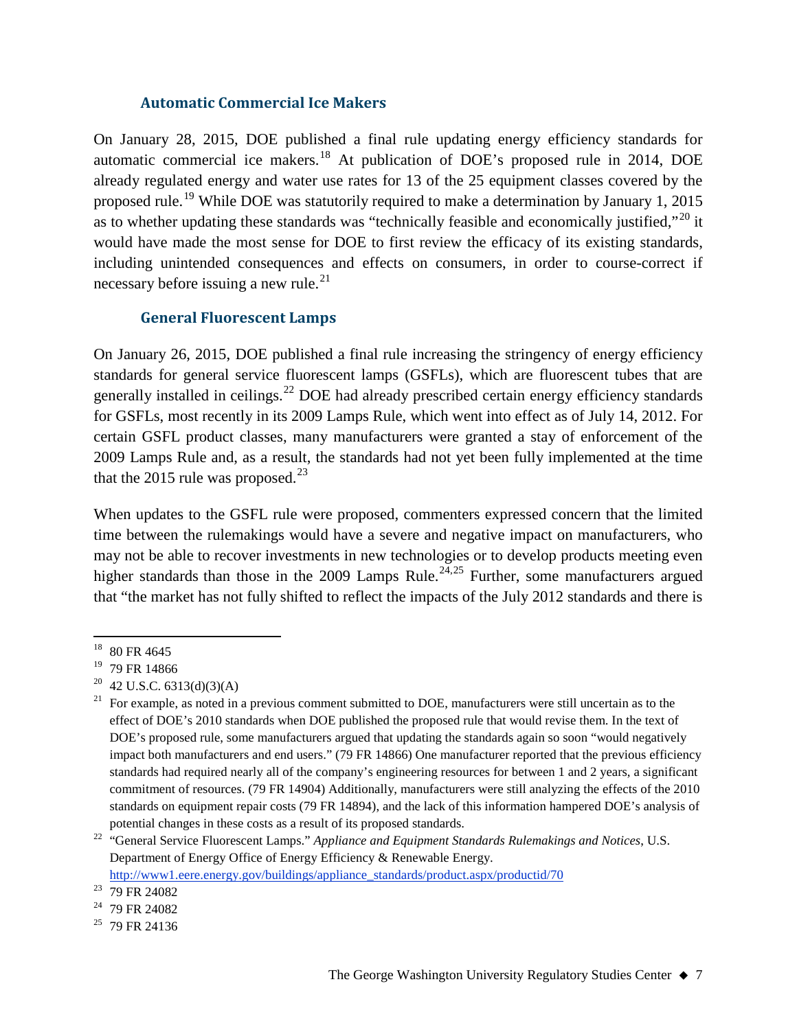### Automatic Commercial Ice Makers

On January 28, 2015, DOE published a final rule updating energy efficiency standards for automatic commercial ice makers.[18] At publication of DOE's proposed rule in 2014, DOE already regulated energy and water use rates for 13 of the 25 equipment classes covered by the proposed rule.[19] While DOE was statutorily required to make a determination by January 1, 2015 as to whether updating these standards was "technically feasible and economically justified,"[20] it would have made the most sense for DOE to first review the efficacy of its existing standards, including unintended consequences and effects on consumers, in order to course-correct if necessary before issuing a new rule.[21]

### General Fluorescent Lamps

On January 26, 2015, DOE published a final rule increasing the stringency of energy efficiency standards for general service fluorescent lamps (GSFLs), which are fluorescent tubes that are generally installed in ceilings.[22] DOE had already prescribed certain energy efficiency standards for GSFLs, most recently in its 2009 Lamps Rule, which went into effect as of July 14, 2012. For certain GSFL product classes, many manufacturers were granted a stay of enforcement of the 2009 Lamps Rule and, as a result, the standards had not yet been fully implemented at the time that the 2015 rule was proposed.[23]

When updates to the GSFL rule were proposed, commenters expressed concern that the limited time between the rulemakings would have a severe and negative impact on manufacturers, who may not be able to recover investments in new technologies or to develop products meeting even higher standards than those in the 2009 Lamps Rule.[24,25] Further, some manufacturers argued that "the market has not fully shifted to reflect the impacts of the July 2012 standards and there is

---

[18] 80 FR 4645

[19] 79 FR 14866

[20] 42 U.S.C. 6313(d)(3)(A)

[21] For example, as noted in a previous comment submitted to DOE, manufacturers were still uncertain as to the effect of DOE's 2010 standards when DOE published the proposed rule that would revise them. In the text of DOE's proposed rule, some manufacturers argued that updating the standards again so soon "would negatively impact both manufacturers and end users." (79 FR 14866) One manufacturer reported that the previous efficiency standards had required nearly all of the company's engineering resources for between 1 and 2 years, a significant commitment of resources. (79 FR 14904) Additionally, manufacturers were still analyzing the effects of the 2010 standards on equipment repair costs (79 FR 14894), and the lack of this information hampered DOE's analysis of potential changes in these costs as a result of its proposed standards.

[22] "General Service Fluorescent Lamps." *Appliance and Equipment Standards Rulemakings and Notices*, U.S. Department of Energy Office of Energy Efficiency & Renewable Energy. http://www1.eere.energy.gov/buildings/appliance_standards/product.aspx/productid/70

[23] 79 FR 24082

[24] 79 FR 24082

[25] 79 FR 24136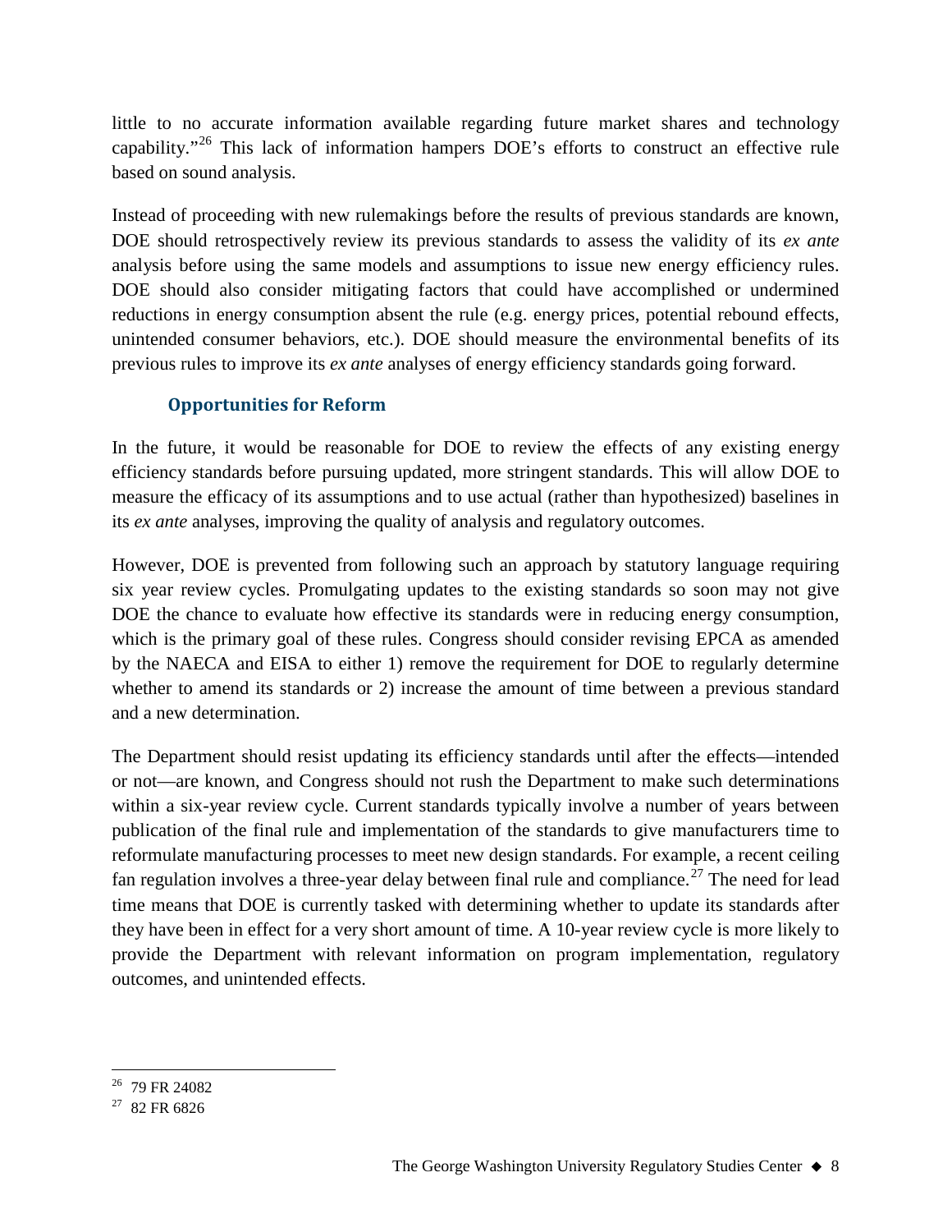little to no accurate information available regarding future market shares and technology capability."[26] This lack of information hampers DOE's efforts to construct an effective rule based on sound analysis.

Instead of proceeding with new rulemakings before the results of previous standards are known, DOE should retrospectively review its previous standards to assess the validity of its *ex ante* analysis before using the same models and assumptions to issue new energy efficiency rules. DOE should also consider mitigating factors that could have accomplished or undermined reductions in energy consumption absent the rule (e.g. energy prices, potential rebound effects, unintended consumer behaviors, etc.). DOE should measure the environmental benefits of its previous rules to improve its *ex ante* analyses of energy efficiency standards going forward.

### Opportunities for Reform

In the future, it would be reasonable for DOE to review the effects of any existing energy efficiency standards before pursuing updated, more stringent standards. This will allow DOE to measure the efficacy of its assumptions and to use actual (rather than hypothesized) baselines in its *ex ante* analyses, improving the quality of analysis and regulatory outcomes.

However, DOE is prevented from following such an approach by statutory language requiring six year review cycles. Promulgating updates to the existing standards so soon may not give DOE the chance to evaluate how effective its standards were in reducing energy consumption, which is the primary goal of these rules. Congress should consider revising EPCA as amended by the NAECA and EISA to either 1) remove the requirement for DOE to regularly determine whether to amend its standards or 2) increase the amount of time between a previous standard and a new determination.

The Department should resist updating its efficiency standards until after the effects—intended or not—are known, and Congress should not rush the Department to make such determinations within a six-year review cycle. Current standards typically involve a number of years between publication of the final rule and implementation of the standards to give manufacturers time to reformulate manufacturing processes to meet new design standards. For example, a recent ceiling fan regulation involves a three-year delay between final rule and compliance.[27] The need for lead time means that DOE is currently tasked with determining whether to update its standards after they have been in effect for a very short amount of time. A 10-year review cycle is more likely to provide the Department with relevant information on program implementation, regulatory outcomes, and unintended effects.

---

[26] 79 FR 24082

[27] 82 FR 6826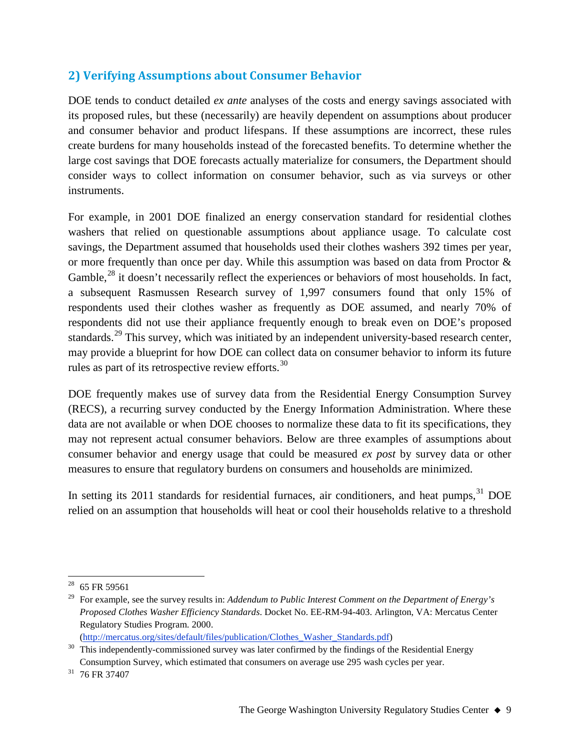## 2) Verifying Assumptions about Consumer Behavior

DOE tends to conduct detailed *ex ante* analyses of the costs and energy savings associated with its proposed rules, but these (necessarily) are heavily dependent on assumptions about producer and consumer behavior and product lifespans. If these assumptions are incorrect, these rules create burdens for many households instead of the forecasted benefits. To determine whether the large cost savings that DOE forecasts actually materialize for consumers, the Department should consider ways to collect information on consumer behavior, such as via surveys or other instruments.

For example, in 2001 DOE finalized an energy conservation standard for residential clothes washers that relied on questionable assumptions about appliance usage. To calculate cost savings, the Department assumed that households used their clothes washers 392 times per year, or more frequently than once per day. While this assumption was based on data from Proctor & Gamble,[28] it doesn't necessarily reflect the experiences or behaviors of most households. In fact, a subsequent Rasmussen Research survey of 1,997 consumers found that only 15% of respondents used their clothes washer as frequently as DOE assumed, and nearly 70% of respondents did not use their appliance frequently enough to break even on DOE's proposed standards.[29] This survey, which was initiated by an independent university-based research center, may provide a blueprint for how DOE can collect data on consumer behavior to inform its future rules as part of its retrospective review efforts.[30]

DOE frequently makes use of survey data from the Residential Energy Consumption Survey (RECS), a recurring survey conducted by the Energy Information Administration. Where these data are not available or when DOE chooses to normalize these data to fit its specifications, they may not represent actual consumer behaviors. Below are three examples of assumptions about consumer behavior and energy usage that could be measured *ex post* by survey data or other measures to ensure that regulatory burdens on consumers and households are minimized.

In setting its 2011 standards for residential furnaces, air conditioners, and heat pumps,[31] DOE relied on an assumption that households will heat or cool their households relative to a threshold

---

[28] 65 FR 59561

[29] For example, see the survey results in: *Addendum to Public Interest Comment on the Department of Energy's Proposed Clothes Washer Efficiency Standards*. Docket No. EE-RM-94-403. Arlington, VA: Mercatus Center Regulatory Studies Program. 2000. (http://mercatus.org/sites/default/files/publication/Clothes_Washer_Standards.pdf)

[30] This independently-commissioned survey was later confirmed by the findings of the Residential Energy Consumption Survey, which estimated that consumers on average use 295 wash cycles per year.

[31] 76 FR 37407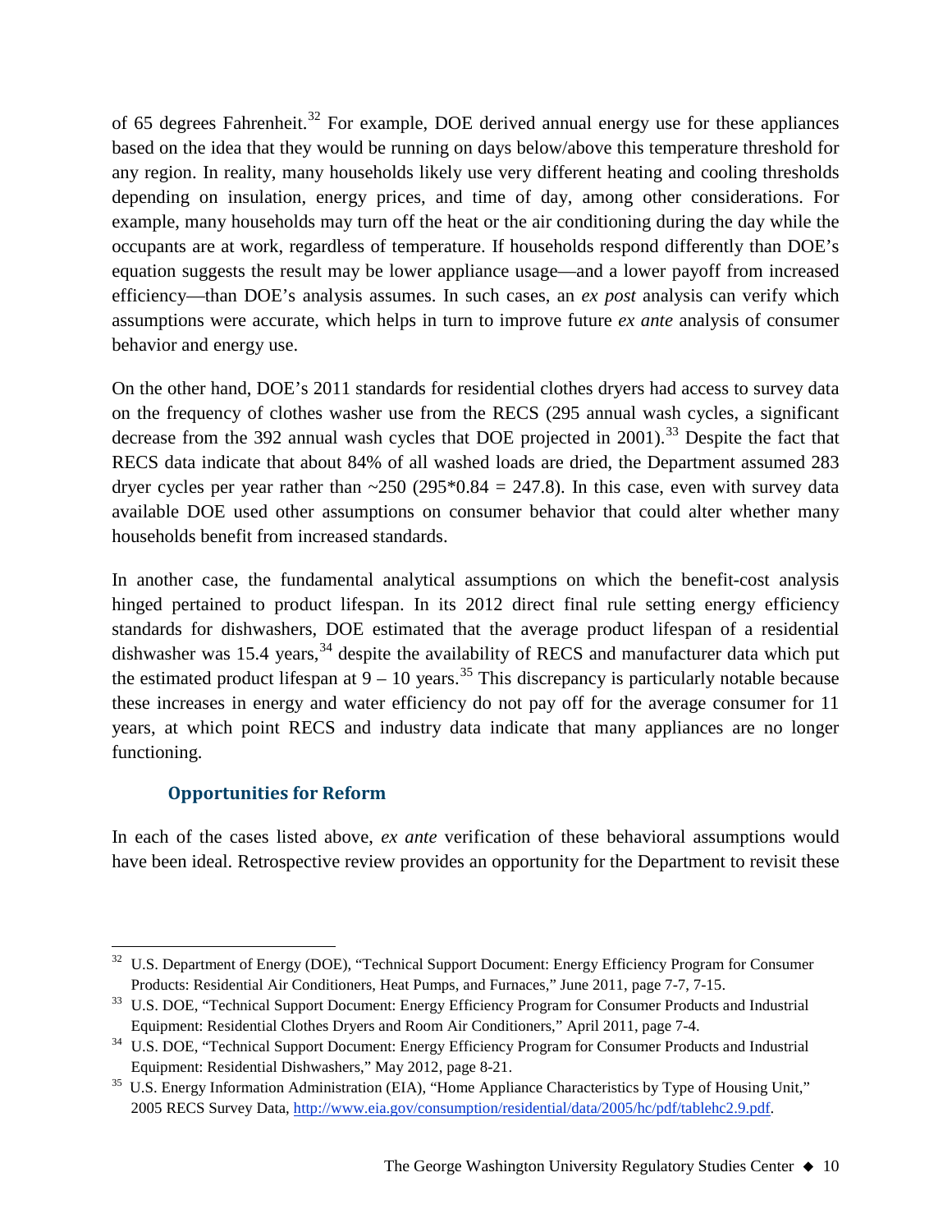of 65 degrees Fahrenheit.[32] For example, DOE derived annual energy use for these appliances based on the idea that they would be running on days below/above this temperature threshold for any region. In reality, many households likely use very different heating and cooling thresholds depending on insulation, energy prices, and time of day, among other considerations. For example, many households may turn off the heat or the air conditioning during the day while the occupants are at work, regardless of temperature. If households respond differently than DOE's equation suggests the result may be lower appliance usage—and a lower payoff from increased efficiency—than DOE's analysis assumes. In such cases, an *ex post* analysis can verify which assumptions were accurate, which helps in turn to improve future *ex ante* analysis of consumer behavior and energy use.

On the other hand, DOE's 2011 standards for residential clothes dryers had access to survey data on the frequency of clothes washer use from the RECS (295 annual wash cycles, a significant decrease from the 392 annual wash cycles that DOE projected in 2001).[33] Despite the fact that RECS data indicate that about 84% of all washed loads are dried, the Department assumed 283 dryer cycles per year rather than ~250 (295*0.84 = 247.8). In this case, even with survey data available DOE used other assumptions on consumer behavior that could alter whether many households benefit from increased standards.

In another case, the fundamental analytical assumptions on which the benefit-cost analysis hinged pertained to product lifespan. In its 2012 direct final rule setting energy efficiency standards for dishwashers, DOE estimated that the average product lifespan of a residential dishwasher was 15.4 years,[34] despite the availability of RECS and manufacturer data which put the estimated product lifespan at 9 – 10 years.[35] This discrepancy is particularly notable because these increases in energy and water efficiency do not pay off for the average consumer for 11 years, at which point RECS and industry data indicate that many appliances are no longer functioning.

### Opportunities for Reform

In each of the cases listed above, *ex ante* verification of these behavioral assumptions would have been ideal. Retrospective review provides an opportunity for the Department to revisit these

---

[32] U.S. Department of Energy (DOE), "Technical Support Document: Energy Efficiency Program for Consumer Products: Residential Air Conditioners, Heat Pumps, and Furnaces," June 2011, page 7-7, 7-15.

[33] U.S. DOE, "Technical Support Document: Energy Efficiency Program for Consumer Products and Industrial Equipment: Residential Clothes Dryers and Room Air Conditioners," April 2011, page 7-4.

[34] U.S. DOE, "Technical Support Document: Energy Efficiency Program for Consumer Products and Industrial Equipment: Residential Dishwashers," May 2012, page 8-21.

[35] U.S. Energy Information Administration (EIA), "Home Appliance Characteristics by Type of Housing Unit," 2005 RECS Survey Data, http://www.eia.gov/consumption/residential/data/2005/hc/pdf/tablehc2.9.pdf.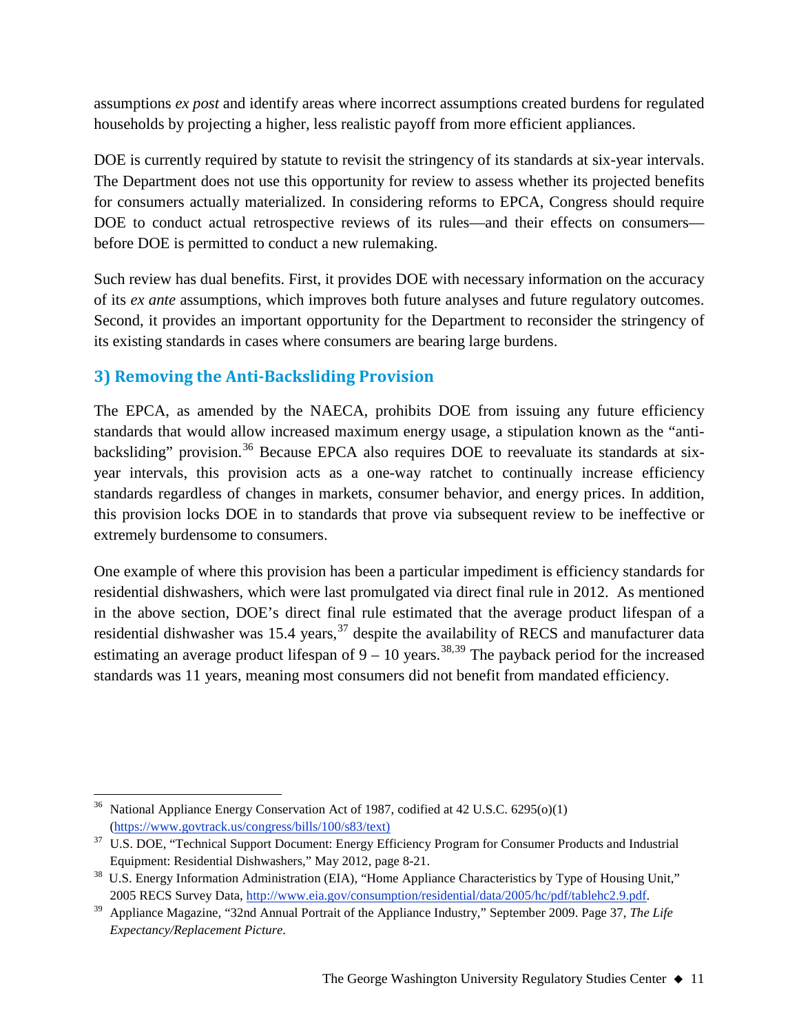assumptions *ex post* and identify areas where incorrect assumptions created burdens for regulated households by projecting a higher, less realistic payoff from more efficient appliances.

DOE is currently required by statute to revisit the stringency of its standards at six-year intervals. The Department does not use this opportunity for review to assess whether its projected benefits for consumers actually materialized. In considering reforms to EPCA, Congress should require DOE to conduct actual retrospective reviews of its rules—and their effects on consumers—before DOE is permitted to conduct a new rulemaking.

Such review has dual benefits. First, it provides DOE with necessary information on the accuracy of its *ex ante* assumptions, which improves both future analyses and future regulatory outcomes. Second, it provides an important opportunity for the Department to reconsider the stringency of its existing standards in cases where consumers are bearing large burdens.

### 3) Removing the Anti-Backsliding Provision

The EPCA, as amended by the NAECA, prohibits DOE from issuing any future efficiency standards that would allow increased maximum energy usage, a stipulation known as the "anti-backsliding" provision.[36] Because EPCA also requires DOE to reevaluate its standards at six-year intervals, this provision acts as a one-way ratchet to continually increase efficiency standards regardless of changes in markets, consumer behavior, and energy prices. In addition, this provision locks DOE in to standards that prove via subsequent review to be ineffective or extremely burdensome to consumers.

One example of where this provision has been a particular impediment is efficiency standards for residential dishwashers, which were last promulgated via direct final rule in 2012. As mentioned in the above section, DOE's direct final rule estimated that the average product lifespan of a residential dishwasher was 15.4 years,[37] despite the availability of RECS and manufacturer data estimating an average product lifespan of 9 – 10 years.[38,39] The payback period for the increased standards was 11 years, meaning most consumers did not benefit from mandated efficiency.

---

[36] National Appliance Energy Conservation Act of 1987, codified at 42 U.S.C. 6295(o)(1) (https://www.govtrack.us/congress/bills/100/s83/text)

[37] U.S. DOE, "Technical Support Document: Energy Efficiency Program for Consumer Products and Industrial Equipment: Residential Dishwashers," May 2012, page 8-21.

[38] U.S. Energy Information Administration (EIA), "Home Appliance Characteristics by Type of Housing Unit," 2005 RECS Survey Data, http://www.eia.gov/consumption/residential/data/2005/hc/pdf/tablehc2.9.pdf.

[39] Appliance Magazine, "32nd Annual Portrait of the Appliance Industry," September 2009. Page 37, *The Life Expectancy/Replacement Picture*.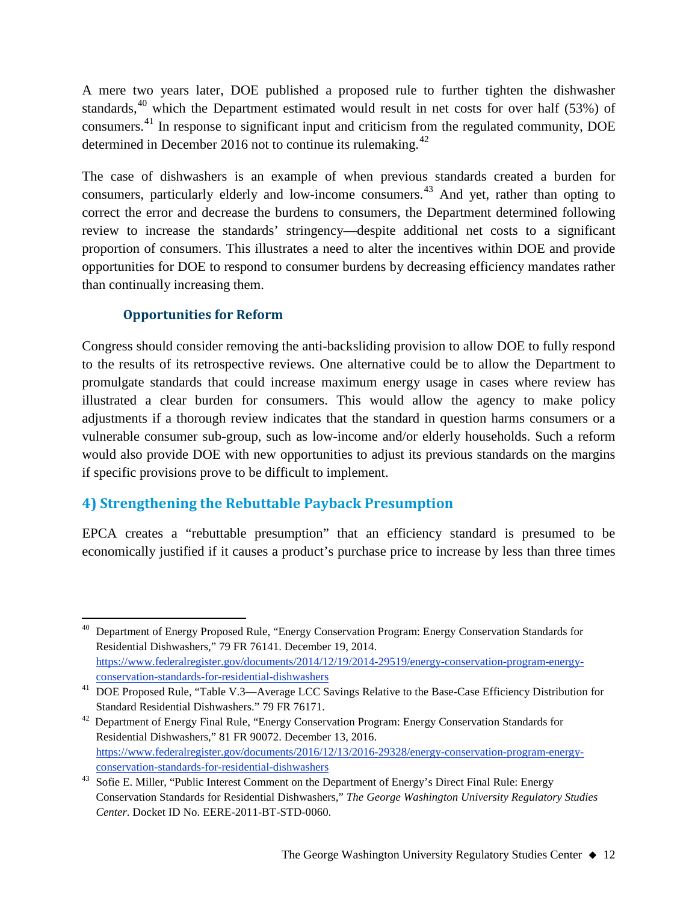A mere two years later, DOE published a proposed rule to further tighten the dishwasher standards,[40] which the Department estimated would result in net costs for over half (53%) of consumers.[41] In response to significant input and criticism from the regulated community, DOE determined in December 2016 not to continue its rulemaking.[42]

The case of dishwashers is an example of when previous standards created a burden for consumers, particularly elderly and low-income consumers.[43] And yet, rather than opting to correct the error and decrease the burdens to consumers, the Department determined following review to increase the standards' stringency—despite additional net costs to a significant proportion of consumers. This illustrates a need to alter the incentives within DOE and provide opportunities for DOE to respond to consumer burdens by decreasing efficiency mandates rather than continually increasing them.

### Opportunities for Reform

Congress should consider removing the anti-backsliding provision to allow DOE to fully respond to the results of its retrospective reviews. One alternative could be to allow the Department to promulgate standards that could increase maximum energy usage in cases where review has illustrated a clear burden for consumers. This would allow the agency to make policy adjustments if a thorough review indicates that the standard in question harms consumers or a vulnerable consumer sub-group, such as low-income and/or elderly households. Such a reform would also provide DOE with new opportunities to adjust its previous standards on the margins if specific provisions prove to be difficult to implement.

## 4) Strengthening the Rebuttable Payback Presumption

EPCA creates a "rebuttable presumption" that an efficiency standard is presumed to be economically justified if it causes a product's purchase price to increase by less than three times

---

[40] Department of Energy Proposed Rule, "Energy Conservation Program: Energy Conservation Standards for Residential Dishwashers," 79 FR 76141. December 19, 2014. https://www.federalregister.gov/documents/2014/12/19/2014-29519/energy-conservation-program-energy-conservation-standards-for-residential-dishwashers

[41] DOE Proposed Rule, "Table V.3—Average LCC Savings Relative to the Base-Case Efficiency Distribution for Standard Residential Dishwashers." 79 FR 76171.

[42] Department of Energy Final Rule, "Energy Conservation Program: Energy Conservation Standards for Residential Dishwashers," 81 FR 90072. December 13, 2016. https://www.federalregister.gov/documents/2016/12/13/2016-29328/energy-conservation-program-energy-conservation-standards-for-residential-dishwashers

[43] Sofie E. Miller, "Public Interest Comment on the Department of Energy's Direct Final Rule: Energy Conservation Standards for Residential Dishwashers," *The George Washington University Regulatory Studies Center*. Docket ID No. EERE-2011-BT-STD-0060.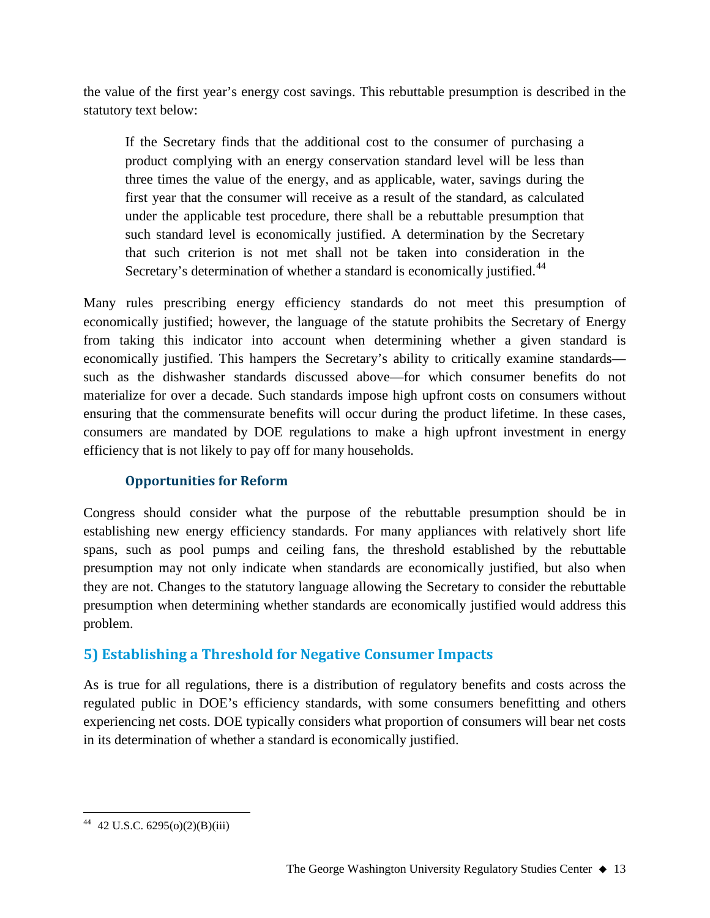the value of the first year's energy cost savings. This rebuttable presumption is described in the statutory text below:

> If the Secretary finds that the additional cost to the consumer of purchasing a product complying with an energy conservation standard level will be less than three times the value of the energy, and as applicable, water, savings during the first year that the consumer will receive as a result of the standard, as calculated under the applicable test procedure, there shall be a rebuttable presumption that such standard level is economically justified. A determination by the Secretary that such criterion is not met shall not be taken into consideration in the Secretary's determination of whether a standard is economically justified.[44]

Many rules prescribing energy efficiency standards do not meet this presumption of economically justified; however, the language of the statute prohibits the Secretary of Energy from taking this indicator into account when determining whether a given standard is economically justified. This hampers the Secretary's ability to critically examine standards—such as the dishwasher standards discussed above—for which consumer benefits do not materialize for over a decade. Such standards impose high upfront costs on consumers without ensuring that the commensurate benefits will occur during the product lifetime. In these cases, consumers are mandated by DOE regulations to make a high upfront investment in energy efficiency that is not likely to pay off for many households.

### Opportunities for Reform

Congress should consider what the purpose of the rebuttable presumption should be in establishing new energy efficiency standards. For many appliances with relatively short life spans, such as pool pumps and ceiling fans, the threshold established by the rebuttable presumption may not only indicate when standards are economically justified, but also when they are not. Changes to the statutory language allowing the Secretary to consider the rebuttable presumption when determining whether standards are economically justified would address this problem.

## 5) Establishing a Threshold for Negative Consumer Impacts

As is true for all regulations, there is a distribution of regulatory benefits and costs across the regulated public in DOE's efficiency standards, with some consumers benefitting and others experiencing net costs. DOE typically considers what proportion of consumers will bear net costs in its determination of whether a standard is economically justified.

---

[44] 42 U.S.C. 6295(o)(2)(B)(iii)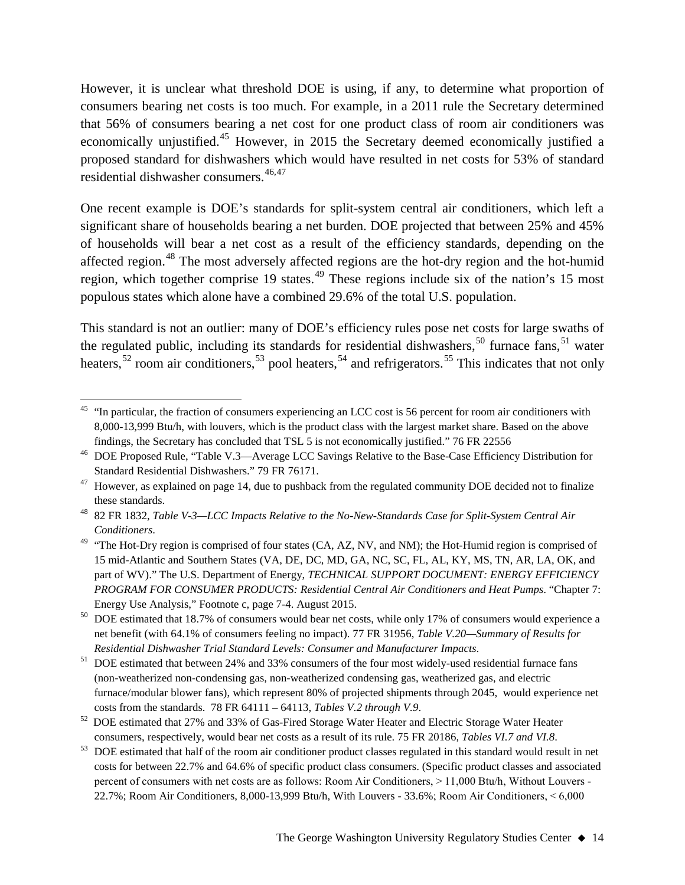However, it is unclear what threshold DOE is using, if any, to determine what proportion of consumers bearing net costs is too much. For example, in a 2011 rule the Secretary determined that 56% of consumers bearing a net cost for one product class of room air conditioners was economically unjustified.[45] However, in 2015 the Secretary deemed economically justified a proposed standard for dishwashers which would have resulted in net costs for 53% of standard residential dishwasher consumers.[46,47]

One recent example is DOE's standards for split-system central air conditioners, which left a significant share of households bearing a net burden. DOE projected that between 25% and 45% of households will bear a net cost as a result of the efficiency standards, depending on the affected region.[48] The most adversely affected regions are the hot-dry region and the hot-humid region, which together comprise 19 states.[49] These regions include six of the nation's 15 most populous states which alone have a combined 29.6% of the total U.S. population.

This standard is not an outlier: many of DOE's efficiency rules pose net costs for large swaths of the regulated public, including its standards for residential dishwashers,[50] furnace fans,[51] water heaters,[52] room air conditioners,[53] pool heaters,[54] and refrigerators.[55] This indicates that not only

---

[45] "In particular, the fraction of consumers experiencing an LCC cost is 56 percent for room air conditioners with 8,000-13,999 Btu/h, with louvers, which is the product class with the largest market share. Based on the above findings, the Secretary has concluded that TSL 5 is not economically justified." 76 FR 22556

[46] DOE Proposed Rule, "Table V.3—Average LCC Savings Relative to the Base-Case Efficiency Distribution for Standard Residential Dishwashers." 79 FR 76171.

[47] However, as explained on page 14, due to pushback from the regulated community DOE decided not to finalize these standards.

[48] 82 FR 1832, *Table V-3—LCC Impacts Relative to the No-New-Standards Case for Split-System Central Air Conditioners*.

[49] "The Hot-Dry region is comprised of four states (CA, AZ, NV, and NM); the Hot-Humid region is comprised of 15 mid-Atlantic and Southern States (VA, DE, DC, MD, GA, NC, SC, FL, AL, KY, MS, TN, AR, LA, OK, and part of WV)." The U.S. Department of Energy, *TECHNICAL SUPPORT DOCUMENT: ENERGY EFFICIENCY PROGRAM FOR CONSUMER PRODUCTS: Residential Central Air Conditioners and Heat Pumps*. "Chapter 7: Energy Use Analysis," Footnote c, page 7-4. August 2015.

[50] DOE estimated that 18.7% of consumers would bear net costs, while only 17% of consumers would experience a net benefit (with 64.1% of consumers feeling no impact). 77 FR 31956, *Table V.20—Summary of Results for Residential Dishwasher Trial Standard Levels: Consumer and Manufacturer Impacts*.

[51] DOE estimated that between 24% and 33% consumers of the four most widely-used residential furnace fans (non-weatherized non-condensing gas, non-weatherized condensing gas, weatherized gas, and electric furnace/modular blower fans), which represent 80% of projected shipments through 2045, would experience net costs from the standards. 78 FR 64111 – 64113, *Tables V.2 through V.9*.

[52] DOE estimated that 27% and 33% of Gas-Fired Storage Water Heater and Electric Storage Water Heater consumers, respectively, would bear net costs as a result of its rule. 75 FR 20186, *Tables VI.7 and VI.8*.

[53] DOE estimated that half of the room air conditioner product classes regulated in this standard would result in net costs for between 22.7% and 64.6% of specific product class consumers. (Specific product classes and associated percent of consumers with net costs are as follows: Room Air Conditioners, > 11,000 Btu/h, Without Louvers - 22.7%; Room Air Conditioners, 8,000-13,999 Btu/h, With Louvers - 33.6%; Room Air Conditioners, < 6,000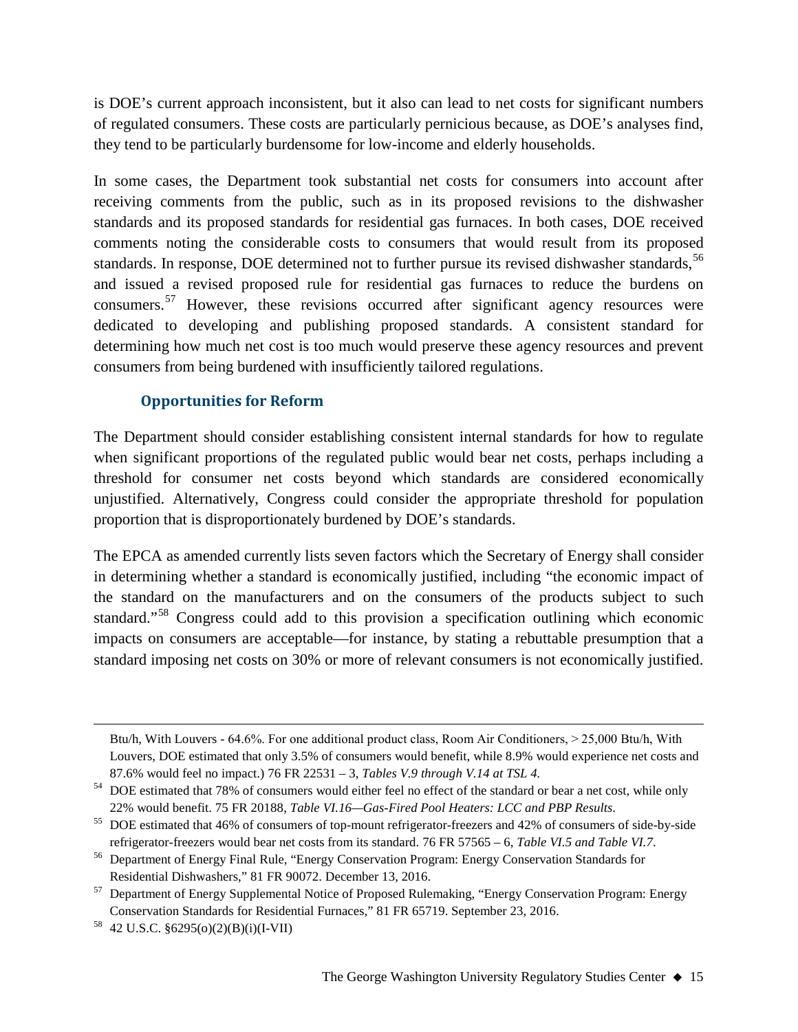is DOE's current approach inconsistent, but it also can lead to net costs for significant numbers of regulated consumers. These costs are particularly pernicious because, as DOE's analyses find, they tend to be particularly burdensome for low-income and elderly households.

In some cases, the Department took substantial net costs for consumers into account after receiving comments from the public, such as in its proposed revisions to the dishwasher standards and its proposed standards for residential gas furnaces. In both cases, DOE received comments noting the considerable costs to consumers that would result from its proposed standards. In response, DOE determined not to further pursue its revised dishwasher standards,[56] and issued a revised proposed rule for residential gas furnaces to reduce the burdens on consumers.[57] However, these revisions occurred after significant agency resources were dedicated to developing and publishing proposed standards. A consistent standard for determining how much net cost is too much would preserve these agency resources and prevent consumers from being burdened with insufficiently tailored regulations.

### Opportunities for Reform

The Department should consider establishing consistent internal standards for how to regulate when significant proportions of the regulated public would bear net costs, perhaps including a threshold for consumer net costs beyond which standards are considered economically unjustified. Alternatively, Congress could consider the appropriate threshold for population proportion that is disproportionately burdened by DOE's standards.

The EPCA as amended currently lists seven factors which the Secretary of Energy shall consider in determining whether a standard is economically justified, including "the economic impact of the standard on the manufacturers and on the consumers of the products subject to such standard."[58] Congress could add to this provision a specification outlining which economic impacts on consumers are acceptable—for instance, by stating a rebuttable presumption that a standard imposing net costs on 30% or more of relevant consumers is not economically justified.

---

Btu/h, With Louvers - 64.6%. For one additional product class, Room Air Conditioners, > 25,000 Btu/h, With Louvers, DOE estimated that only 3.5% of consumers would benefit, while 8.9% would experience net costs and 87.6% would feel no impact.) 76 FR 22531 – 3, *Tables V.9 through V.14 at TSL 4.*

[54] DOE estimated that 78% of consumers would either feel no effect of the standard or bear a net cost, while only 22% would benefit. 75 FR 20188, *Table VI.16—Gas-Fired Pool Heaters: LCC and PBP Results*.

[55] DOE estimated that 46% of consumers of top-mount refrigerator-freezers and 42% of consumers of side-by-side refrigerator-freezers would bear net costs from its standard. 76 FR 57565 – 6, *Table VI.5 and Table VI.7*.

[56] Department of Energy Final Rule, "Energy Conservation Program: Energy Conservation Standards for Residential Dishwashers," 81 FR 90072. December 13, 2016.

[57] Department of Energy Supplemental Notice of Proposed Rulemaking, "Energy Conservation Program: Energy Conservation Standards for Residential Furnaces," 81 FR 65719. September 23, 2016.

[58] 42 U.S.C. §6295(o)(2)(B)(i)(I-VII)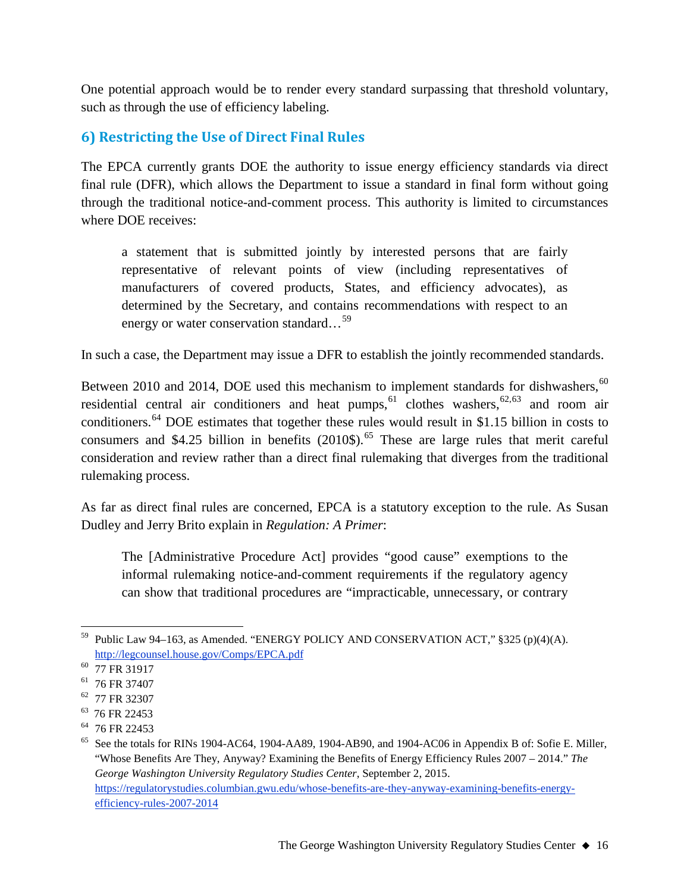One potential approach would be to render every standard surpassing that threshold voluntary, such as through the use of efficiency labeling.

## 6) Restricting the Use of Direct Final Rules

The EPCA currently grants DOE the authority to issue energy efficiency standards via direct final rule (DFR), which allows the Department to issue a standard in final form without going through the traditional notice-and-comment process. This authority is limited to circumstances where DOE receives:

> a statement that is submitted jointly by interested persons that are fairly representative of relevant points of view (including representatives of manufacturers of covered products, States, and efficiency advocates), as determined by the Secretary, and contains recommendations with respect to an energy or water conservation standard…[59]

In such a case, the Department may issue a DFR to establish the jointly recommended standards.

Between 2010 and 2014, DOE used this mechanism to implement standards for dishwashers,[60] residential central air conditioners and heat pumps,[61] clothes washers,[62,63] and room air conditioners.[64] DOE estimates that together these rules would result in $1.15 billion in costs to consumers and $4.25 billion in benefits (2010$).[65] These are large rules that merit careful consideration and review rather than a direct final rulemaking that diverges from the traditional rulemaking process.

As far as direct final rules are concerned, EPCA is a statutory exception to the rule. As Susan Dudley and Jerry Brito explain in *Regulation: A Primer*:

> The [Administrative Procedure Act] provides "good cause" exemptions to the informal rulemaking notice-and-comment requirements if the regulatory agency can show that traditional procedures are "impracticable, unnecessary, or contrary

---

[59] Public Law 94–163, as Amended. "ENERGY POLICY AND CONSERVATION ACT," §325 (p)(4)(A). http://legcounsel.house.gov/Comps/EPCA.pdf

[60] 77 FR 31917

[61] 76 FR 37407

[62] 77 FR 32307

[63] 76 FR 22453

[64] 76 FR 22453

[65] See the totals for RINs 1904-AC64, 1904-AA89, 1904-AB90, and 1904-AC06 in Appendix B of: Sofie E. Miller, "Whose Benefits Are They, Anyway? Examining the Benefits of Energy Efficiency Rules 2007 – 2014." *The George Washington University Regulatory Studies Center*, September 2, 2015. https://regulatorystudies.columbian.gwu.edu/whose-benefits-are-they-anyway-examining-benefits-energy-efficiency-rules-2007-2014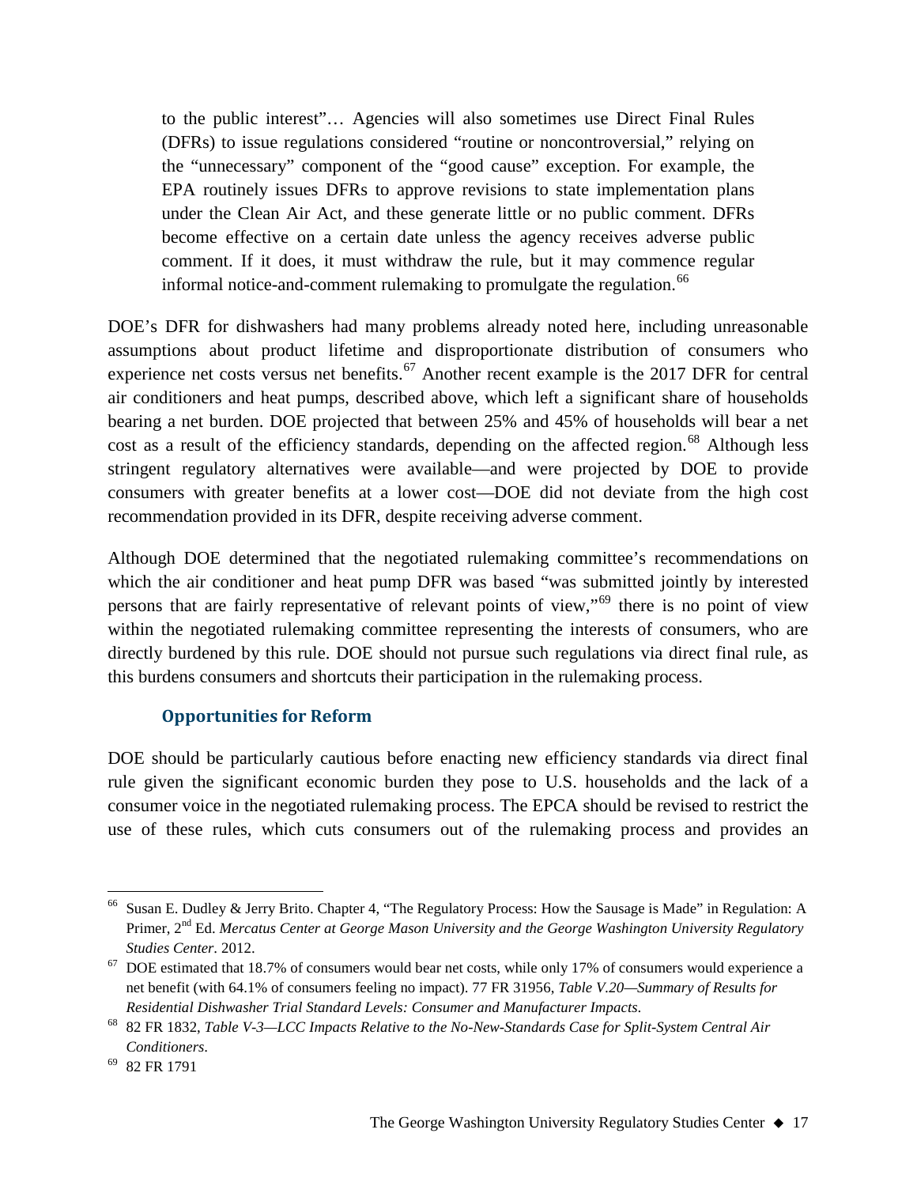> to the public interest"… Agencies will also sometimes use Direct Final Rules (DFRs) to issue regulations considered "routine or noncontroversial," relying on the "unnecessary" component of the "good cause" exception. For example, the EPA routinely issues DFRs to approve revisions to state implementation plans under the Clean Air Act, and these generate little or no public comment. DFRs become effective on a certain date unless the agency receives adverse public comment. If it does, it must withdraw the rule, but it may commence regular informal notice-and-comment rulemaking to promulgate the regulation.[66]

DOE's DFR for dishwashers had many problems already noted here, including unreasonable assumptions about product lifetime and disproportionate distribution of consumers who experience net costs versus net benefits.[67] Another recent example is the 2017 DFR for central air conditioners and heat pumps, described above, which left a significant share of households bearing a net burden. DOE projected that between 25% and 45% of households will bear a net cost as a result of the efficiency standards, depending on the affected region.[68] Although less stringent regulatory alternatives were available—and were projected by DOE to provide consumers with greater benefits at a lower cost—DOE did not deviate from the high cost recommendation provided in its DFR, despite receiving adverse comment.

Although DOE determined that the negotiated rulemaking committee's recommendations on which the air conditioner and heat pump DFR was based "was submitted jointly by interested persons that are fairly representative of relevant points of view,"[69] there is no point of view within the negotiated rulemaking committee representing the interests of consumers, who are directly burdened by this rule. DOE should not pursue such regulations via direct final rule, as this burdens consumers and shortcuts their participation in the rulemaking process.

### Opportunities for Reform

DOE should be particularly cautious before enacting new efficiency standards via direct final rule given the significant economic burden they pose to U.S. households and the lack of a consumer voice in the negotiated rulemaking process. The EPCA should be revised to restrict the use of these rules, which cuts consumers out of the rulemaking process and provides an

---

[66] Susan E. Dudley & Jerry Brito. Chapter 4, "The Regulatory Process: How the Sausage is Made" in Regulation: A Primer, 2nd Ed. *Mercatus Center at George Mason University and the George Washington University Regulatory Studies Center*. 2012.

[67] DOE estimated that 18.7% of consumers would bear net costs, while only 17% of consumers would experience a net benefit (with 64.1% of consumers feeling no impact). 77 FR 31956, *Table V.20—Summary of Results for Residential Dishwasher Trial Standard Levels: Consumer and Manufacturer Impacts*.

[68] 82 FR 1832, *Table V-3—LCC Impacts Relative to the No-New-Standards Case for Split-System Central Air Conditioners*.

[69] 82 FR 1791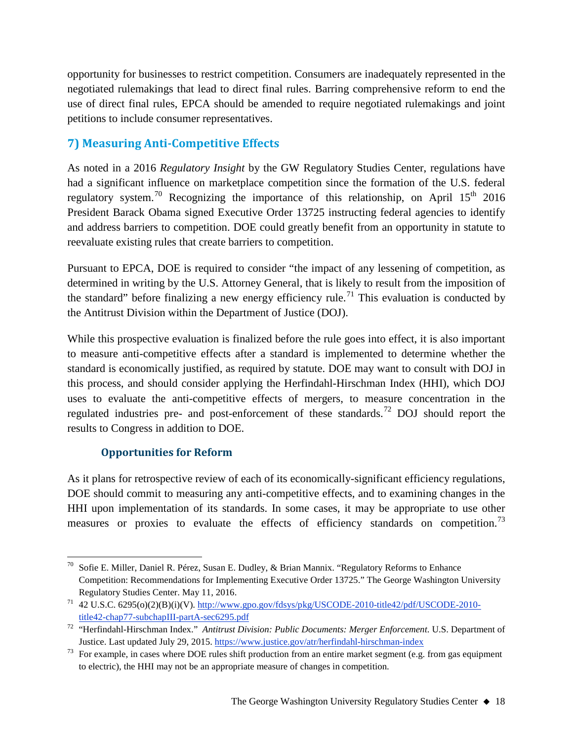opportunity for businesses to restrict competition. Consumers are inadequately represented in the negotiated rulemakings that lead to direct final rules. Barring comprehensive reform to end the use of direct final rules, EPCA should be amended to require negotiated rulemakings and joint petitions to include consumer representatives.

## 7) Measuring Anti-Competitive Effects

As noted in a 2016 *Regulatory Insight* by the GW Regulatory Studies Center, regulations have had a significant influence on marketplace competition since the formation of the U.S. federal regulatory system.[70] Recognizing the importance of this relationship, on April 15th 2016 President Barack Obama signed Executive Order 13725 instructing federal agencies to identify and address barriers to competition. DOE could greatly benefit from an opportunity in statute to reevaluate existing rules that create barriers to competition.

Pursuant to EPCA, DOE is required to consider "the impact of any lessening of competition, as determined in writing by the U.S. Attorney General, that is likely to result from the imposition of the standard" before finalizing a new energy efficiency rule.[71] This evaluation is conducted by the Antitrust Division within the Department of Justice (DOJ).

While this prospective evaluation is finalized before the rule goes into effect, it is also important to measure anti-competitive effects after a standard is implemented to determine whether the standard is economically justified, as required by statute. DOE may want to consult with DOJ in this process, and should consider applying the Herfindahl-Hirschman Index (HHI), which DOJ uses to evaluate the anti-competitive effects of mergers, to measure concentration in the regulated industries pre- and post-enforcement of these standards.[72] DOJ should report the results to Congress in addition to DOE.

### Opportunities for Reform

As it plans for retrospective review of each of its economically-significant efficiency regulations, DOE should commit to measuring any anti-competitive effects, and to examining changes in the HHI upon implementation of its standards. In some cases, it may be appropriate to use other measures or proxies to evaluate the effects of efficiency standards on competition.[73]

---

[70] Sofie E. Miller, Daniel R. Pérez, Susan E. Dudley, & Brian Mannix. "Regulatory Reforms to Enhance Competition: Recommendations for Implementing Executive Order 13725." The George Washington University Regulatory Studies Center. May 11, 2016.

[71] 42 U.S.C. 6295(o)(2)(B)(i)(V). http://www.gpo.gov/fdsys/pkg/USCODE-2010-title42/pdf/USCODE-2010-title42-chap77-subchapIII-partA-sec6295.pdf

[72] "Herfindahl-Hirschman Index." *Antitrust Division: Public Documents: Merger Enforcement.* U.S. Department of Justice. Last updated July 29, 2015. https://www.justice.gov/atr/herfindahl-hirschman-index

[73] For example, in cases where DOE rules shift production from an entire market segment (e.g. from gas equipment to electric), the HHI may not be an appropriate measure of changes in competition.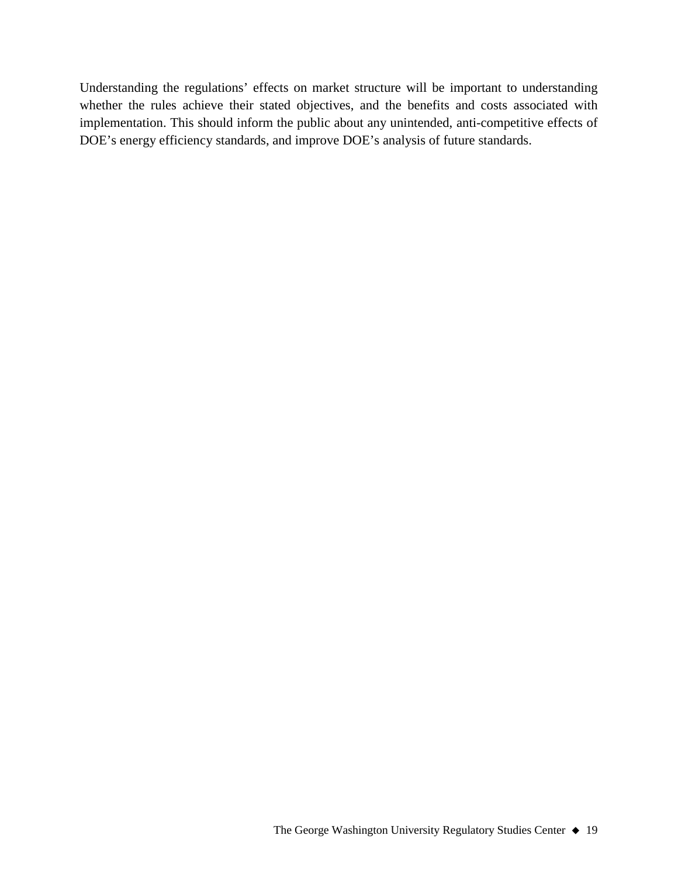Understanding the regulations' effects on market structure will be important to understanding whether the rules achieve their stated objectives, and the benefits and costs associated with implementation. This should inform the public about any unintended, anti-competitive effects of DOE's energy efficiency standards, and improve DOE's analysis of future standards.